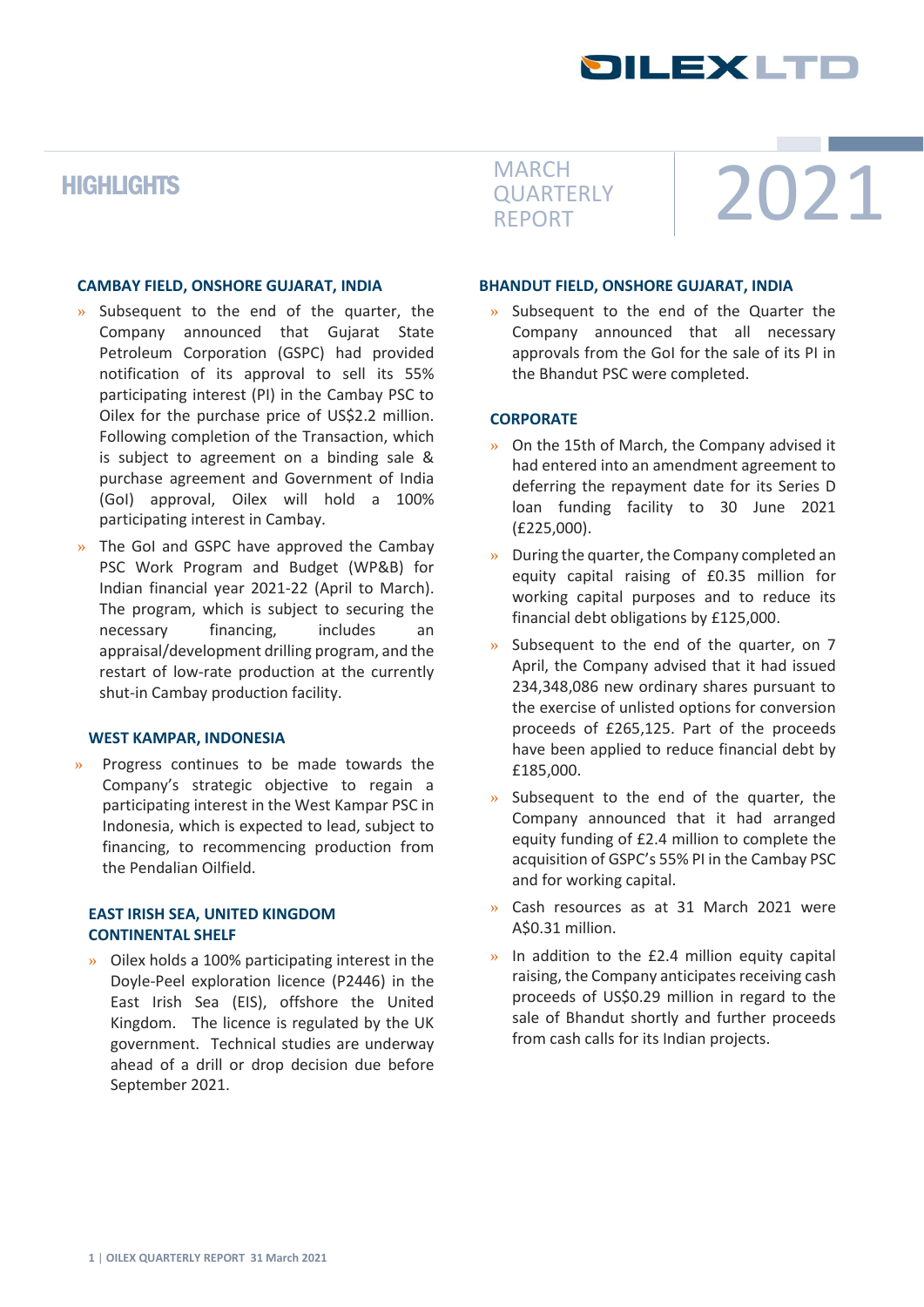# HIGHLIGHTS

MARCH QUARTERLY REPORT 2021

## CAMBAY FIELD, ONSHORE GUJARAT, INDIA

- Subsequent to the end of the quarter, the Company announced that Gujarat State Petroleum Corporation (GSPC) had provided notification of its approval to sell its 55% participating interest (PI) in the Cambay PSC to Oilex for the purchase price of US$2.2 million. Following completion of the Transaction, which is subject to agreement on a binding sale & purchase agreement and Government of India (GoI) approval, Oilex will hold a 100% participating interest in Cambay.
- The GoI and GSPC have approved the Cambay PSC Work Program and Budget (WP&B) for Indian financial year 2021-22 (April to March). The program, which is subject to securing the necessary financing, includes an appraisal/development drilling program, and the restart of low-rate production at the currently shut-in Cambay production facility.

## WEST KAMPAR, INDONESIA

- Progress continues to be made towards the Company's strategic objective to regain a participating interest in the West Kampar PSC in Indonesia, which is expected to lead, subject to financing, to recommencing production from the Pendalian Oilfield.

## EAST IRISH SEA, UNITED KINGDOM CONTINENTAL SHELF

- Oilex holds a 100% participating interest in the Doyle-Peel exploration licence (P2446) in the East Irish Sea (EIS), offshore the United Kingdom. The licence is regulated by the UK government. Technical studies are underway ahead of a drill or drop decision due before September 2021.

## BHANDUT FIELD, ONSHORE GUJARAT, INDIA

- Subsequent to the end of the Quarter the Company announced that all necessary approvals from the GoI for the sale of its PI in the Bhandut PSC were completed.

## CORPORATE

- On the 15th of March, the Company advised it had entered into an amendment agreement to deferring the repayment date for its Series D loan funding facility to 30 June 2021 (£225,000).
- During the quarter, the Company completed an equity capital raising of £0.35 million for working capital purposes and to reduce its financial debt obligations by £125,000.
- Subsequent to the end of the quarter, on 7 April, the Company advised that it had issued 234,348,086 new ordinary shares pursuant to the exercise of unlisted options for conversion proceeds of £265,125. Part of the proceeds have been applied to reduce financial debt by £185,000.
- Subsequent to the end of the quarter, the Company announced that it had arranged equity funding of £2.4 million to complete the acquisition of GSPC's 55% PI in the Cambay PSC and for working capital.
- Cash resources as at 31 March 2021 were A$0.31 million.
- In addition to the £2.4 million equity capital raising, the Company anticipates receiving cash proceeds of US$0.29 million in regard to the sale of Bhandut shortly and further proceeds from cash calls for its Indian projects.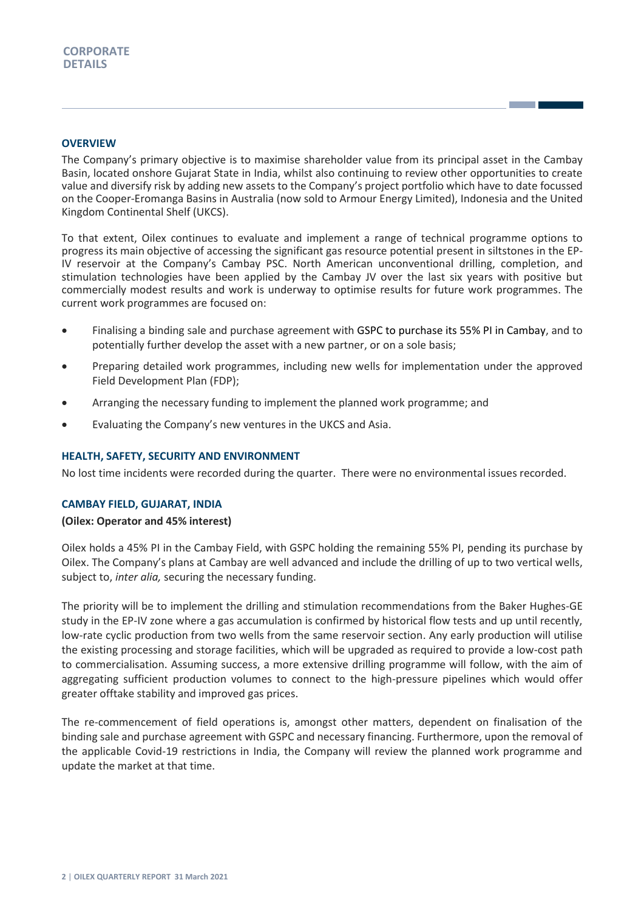# CORPORATE DETAILS

## OVERVIEW

The Company's primary objective is to maximise shareholder value from its principal asset in the Cambay Basin, located onshore Gujarat State in India, whilst also continuing to review other opportunities to create value and diversify risk by adding new assets to the Company's project portfolio which have to date focussed on the Cooper-Eromanga Basins in Australia (now sold to Armour Energy Limited), Indonesia and the United Kingdom Continental Shelf (UKCS).

To that extent, Oilex continues to evaluate and implement a range of technical programme options to progress its main objective of accessing the significant gas resource potential present in siltstones in the EP-IV reservoir at the Company's Cambay PSC. North American unconventional drilling, completion, and stimulation technologies have been applied by the Cambay JV over the last six years with positive but commercially modest results and work is underway to optimise results for future work programmes. The current work programmes are focused on:

- Finalising a binding sale and purchase agreement with GSPC to purchase its 55% PI in Cambay, and to potentially further develop the asset with a new partner, or on a sole basis;
- Preparing detailed work programmes, including new wells for implementation under the approved Field Development Plan (FDP);
- Arranging the necessary funding to implement the planned work programme; and
- Evaluating the Company's new ventures in the UKCS and Asia.

## HEALTH, SAFETY, SECURITY AND ENVIRONMENT

No lost time incidents were recorded during the quarter. There were no environmental issues recorded.

## CAMBAY FIELD, GUJARAT, INDIA

**(Oilex: Operator and 45% interest)**

Oilex holds a 45% PI in the Cambay Field, with GSPC holding the remaining 55% PI, pending its purchase by Oilex. The Company's plans at Cambay are well advanced and include the drilling of up to two vertical wells, subject to, *inter alia,* securing the necessary funding.

The priority will be to implement the drilling and stimulation recommendations from the Baker Hughes-GE study in the EP-IV zone where a gas accumulation is confirmed by historical flow tests and up until recently, low-rate cyclic production from two wells from the same reservoir section. Any early production will utilise the existing processing and storage facilities, which will be upgraded as required to provide a low-cost path to commercialisation. Assuming success, a more extensive drilling programme will follow, with the aim of aggregating sufficient production volumes to connect to the high-pressure pipelines which would offer greater offtake stability and improved gas prices.

The re-commencement of field operations is, amongst other matters, dependent on finalisation of the binding sale and purchase agreement with GSPC and necessary financing. Furthermore, upon the removal of the applicable Covid-19 restrictions in India, the Company will review the planned work programme and update the market at that time.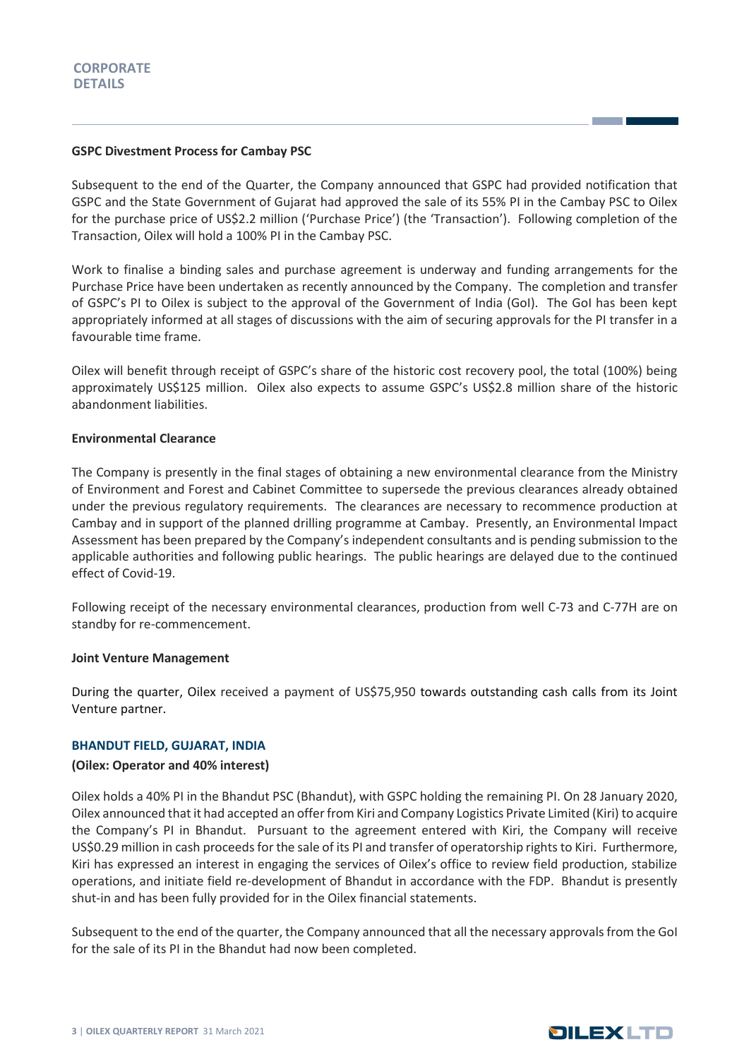### GSPC Divestment Process for Cambay PSC

Subsequent to the end of the Quarter, the Company announced that GSPC had provided notification that GSPC and the State Government of Gujarat had approved the sale of its 55% PI in the Cambay PSC to Oilex for the purchase price of US$2.2 million ('Purchase Price') (the 'Transaction'). Following completion of the Transaction, Oilex will hold a 100% PI in the Cambay PSC.

Work to finalise a binding sales and purchase agreement is underway and funding arrangements for the Purchase Price have been undertaken as recently announced by the Company. The completion and transfer of GSPC's PI to Oilex is subject to the approval of the Government of India (GoI). The GoI has been kept appropriately informed at all stages of discussions with the aim of securing approvals for the PI transfer in a favourable time frame.

Oilex will benefit through receipt of GSPC's share of the historic cost recovery pool, the total (100%) being approximately US$125 million. Oilex also expects to assume GSPC's US$2.8 million share of the historic abandonment liabilities.

### Environmental Clearance

The Company is presently in the final stages of obtaining a new environmental clearance from the Ministry of Environment and Forest and Cabinet Committee to supersede the previous clearances already obtained under the previous regulatory requirements. The clearances are necessary to recommence production at Cambay and in support of the planned drilling programme at Cambay. Presently, an Environmental Impact Assessment has been prepared by the Company's independent consultants and is pending submission to the applicable authorities and following public hearings. The public hearings are delayed due to the continued effect of Covid-19.

Following receipt of the necessary environmental clearances, production from well C-73 and C-77H are on standby for re-commencement.

### Joint Venture Management

During the quarter, Oilex received a payment of US$75,950 towards outstanding cash calls from its Joint Venture partner.

## BHANDUT FIELD, GUJARAT, INDIA

**(Oilex: Operator and 40% interest)**

Oilex holds a 40% PI in the Bhandut PSC (Bhandut), with GSPC holding the remaining PI. On 28 January 2020, Oilex announced that it had accepted an offer from Kiri and Company Logistics Private Limited (Kiri) to acquire the Company's PI in Bhandut. Pursuant to the agreement entered with Kiri, the Company will receive US$0.29 million in cash proceeds for the sale of its PI and transfer of operatorship rights to Kiri. Furthermore, Kiri has expressed an interest in engaging the services of Oilex's office to review field production, stabilize operations, and initiate field re-development of Bhandut in accordance with the FDP. Bhandut is presently shut-in and has been fully provided for in the Oilex financial statements.

Subsequent to the end of the quarter, the Company announced that all the necessary approvals from the GoI for the sale of its PI in the Bhandut had now been completed.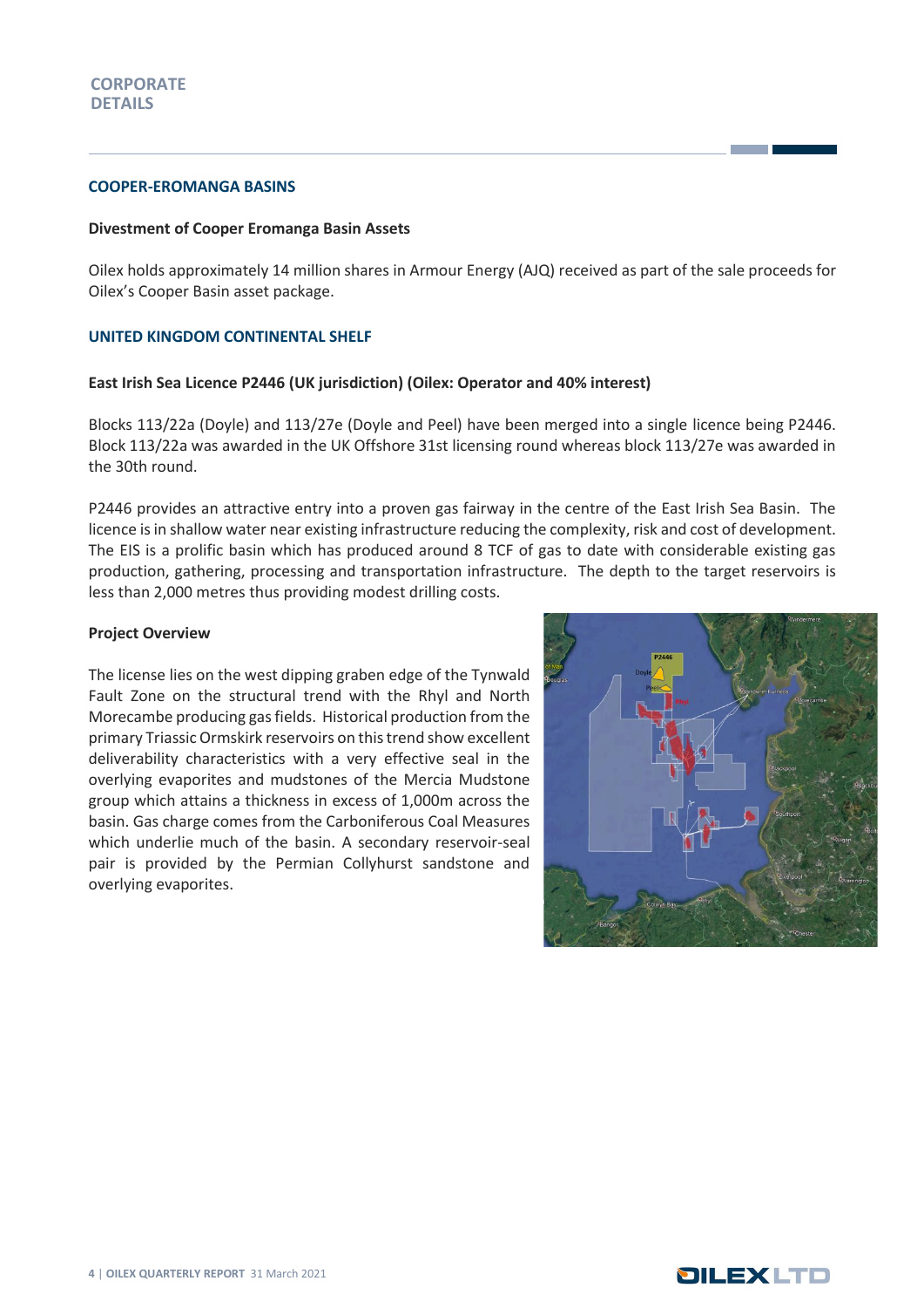# CORPORATE DETAILS

## COOPER-EROMANGA BASINS

### Divestment of Cooper Eromanga Basin Assets

Oilex holds approximately 14 million shares in Armour Energy (AJQ) received as part of the sale proceeds for Oilex's Cooper Basin asset package.

## UNITED KINGDOM CONTINENTAL SHELF

### East Irish Sea Licence P2446 (UK jurisdiction) (Oilex: Operator and 40% interest)

Blocks 113/22a (Doyle) and 113/27e (Doyle and Peel) have been merged into a single licence being P2446. Block 113/22a was awarded in the UK Offshore 31st licensing round whereas block 113/27e was awarded in the 30th round.

P2446 provides an attractive entry into a proven gas fairway in the centre of the East Irish Sea Basin. The licence is in shallow water near existing infrastructure reducing the complexity, risk and cost of development. The EIS is a prolific basin which has produced around 8 TCF of gas to date with considerable existing gas production, gathering, processing and transportation infrastructure. The depth to the target reservoirs is less than 2,000 metres thus providing modest drilling costs.

### Project Overview

The license lies on the west dipping graben edge of the Tynwald Fault Zone on the structural trend with the Rhyl and North Morecambe producing gas fields. Historical production from the primary Triassic Ormskirk reservoirs on this trend show excellent deliverability characteristics with a very effective seal in the overlying evaporites and mudstones of the Mercia Mudstone group which attains a thickness in excess of 1,000m across the basin. Gas charge comes from the Carboniferous Coal Measures which underlie much of the basin. A secondary reservoir-seal pair is provided by the Permian Collyhurst sandstone and overlying evaporites.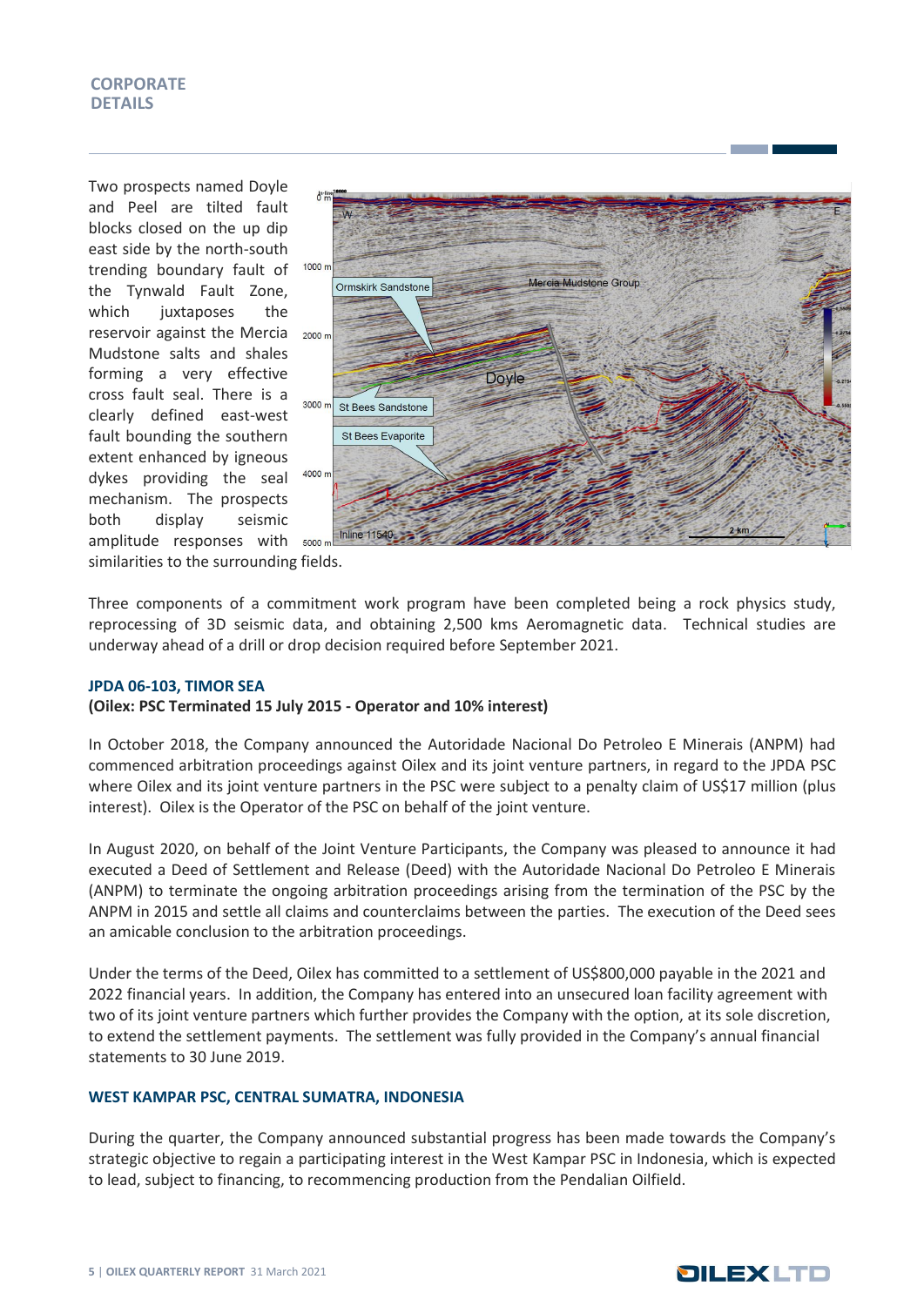Two prospects named Doyle and Peel are tilted fault blocks closed on the up dip east side by the north-south trending boundary fault of the Tynwald Fault Zone, which juxtaposes the reservoir against the Mercia Mudstone salts and shales forming a very effective cross fault seal. There is a clearly defined east-west fault bounding the southern extent enhanced by igneous dykes providing the seal mechanism. The prospects both display seismic amplitude responses with similarities to the surrounding fields.

Three components of a commitment work program have been completed being a rock physics study, reprocessing of 3D seismic data, and obtaining 2,500 kms Aeromagnetic data. Technical studies are underway ahead of a drill or drop decision required before September 2021.

### JPDA 06-103, TIMOR SEA

**(Oilex: PSC Terminated 15 July 2015 - Operator and 10% interest)**

In October 2018, the Company announced the Autoridade Nacional Do Petroleo E Minerais (ANPM) had commenced arbitration proceedings against Oilex and its joint venture partners, in regard to the JPDA PSC where Oilex and its joint venture partners in the PSC were subject to a penalty claim of US$17 million (plus interest). Oilex is the Operator of the PSC on behalf of the joint venture.

In August 2020, on behalf of the Joint Venture Participants, the Company was pleased to announce it had executed a Deed of Settlement and Release (Deed) with the Autoridade Nacional Do Petroleo E Minerais (ANPM) to terminate the ongoing arbitration proceedings arising from the termination of the PSC by the ANPM in 2015 and settle all claims and counterclaims between the parties. The execution of the Deed sees an amicable conclusion to the arbitration proceedings.

Under the terms of the Deed, Oilex has committed to a settlement of US$800,000 payable in the 2021 and 2022 financial years. In addition, the Company has entered into an unsecured loan facility agreement with two of its joint venture partners which further provides the Company with the option, at its sole discretion, to extend the settlement payments. The settlement was fully provided in the Company's annual financial statements to 30 June 2019.

### WEST KAMPAR PSC, CENTRAL SUMATRA, INDONESIA

During the quarter, the Company announced substantial progress has been made towards the Company's strategic objective to regain a participating interest in the West Kampar PSC in Indonesia, which is expected to lead, subject to financing, to recommencing production from the Pendalian Oilfield.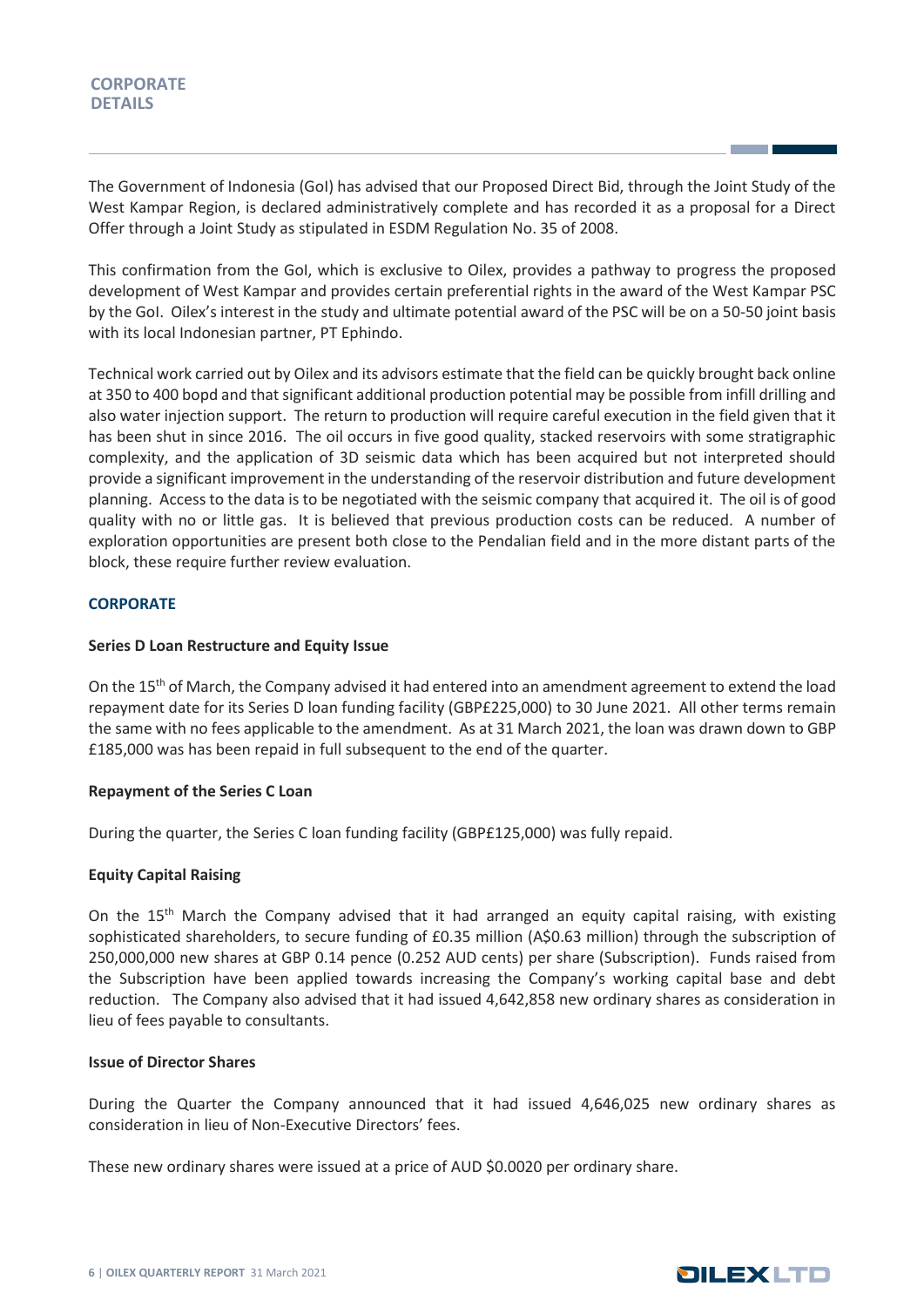## CORPORATE DETAILS

The Government of Indonesia (GoI) has advised that our Proposed Direct Bid, through the Joint Study of the West Kampar Region, is declared administratively complete and has recorded it as a proposal for a Direct Offer through a Joint Study as stipulated in ESDM Regulation No. 35 of 2008.

This confirmation from the GoI, which is exclusive to Oilex, provides a pathway to progress the proposed development of West Kampar and provides certain preferential rights in the award of the West Kampar PSC by the GoI. Oilex's interest in the study and ultimate potential award of the PSC will be on a 50-50 joint basis with its local Indonesian partner, PT Ephindo.

Technical work carried out by Oilex and its advisors estimate that the field can be quickly brought back online at 350 to 400 bopd and that significant additional production potential may be possible from infill drilling and also water injection support. The return to production will require careful execution in the field given that it has been shut in since 2016. The oil occurs in five good quality, stacked reservoirs with some stratigraphic complexity, and the application of 3D seismic data which has been acquired but not interpreted should provide a significant improvement in the understanding of the reservoir distribution and future development planning. Access to the data is to be negotiated with the seismic company that acquired it. The oil is of good quality with no or little gas. It is believed that previous production costs can be reduced. A number of exploration opportunities are present both close to the Pendalian field and in the more distant parts of the block, these require further review evaluation.

### CORPORATE

**Series D Loan Restructure and Equity Issue**

On the 15th of March, the Company advised it had entered into an amendment agreement to extend the load repayment date for its Series D loan funding facility (GBP£225,000) to 30 June 2021. All other terms remain the same with no fees applicable to the amendment. As at 31 March 2021, the loan was drawn down to GBP £185,000 was has been repaid in full subsequent to the end of the quarter.

**Repayment of the Series C Loan**

During the quarter, the Series C loan funding facility (GBP£125,000) was fully repaid.

**Equity Capital Raising**

On the 15th March the Company advised that it had arranged an equity capital raising, with existing sophisticated shareholders, to secure funding of £0.35 million (A$0.63 million) through the subscription of 250,000,000 new shares at GBP 0.14 pence (0.252 AUD cents) per share (Subscription). Funds raised from the Subscription have been applied towards increasing the Company's working capital base and debt reduction. The Company also advised that it had issued 4,642,858 new ordinary shares as consideration in lieu of fees payable to consultants.

**Issue of Director Shares**

During the Quarter the Company announced that it had issued 4,646,025 new ordinary shares as consideration in lieu of Non-Executive Directors' fees.

These new ordinary shares were issued at a price of AUD $0.0020 per ordinary share.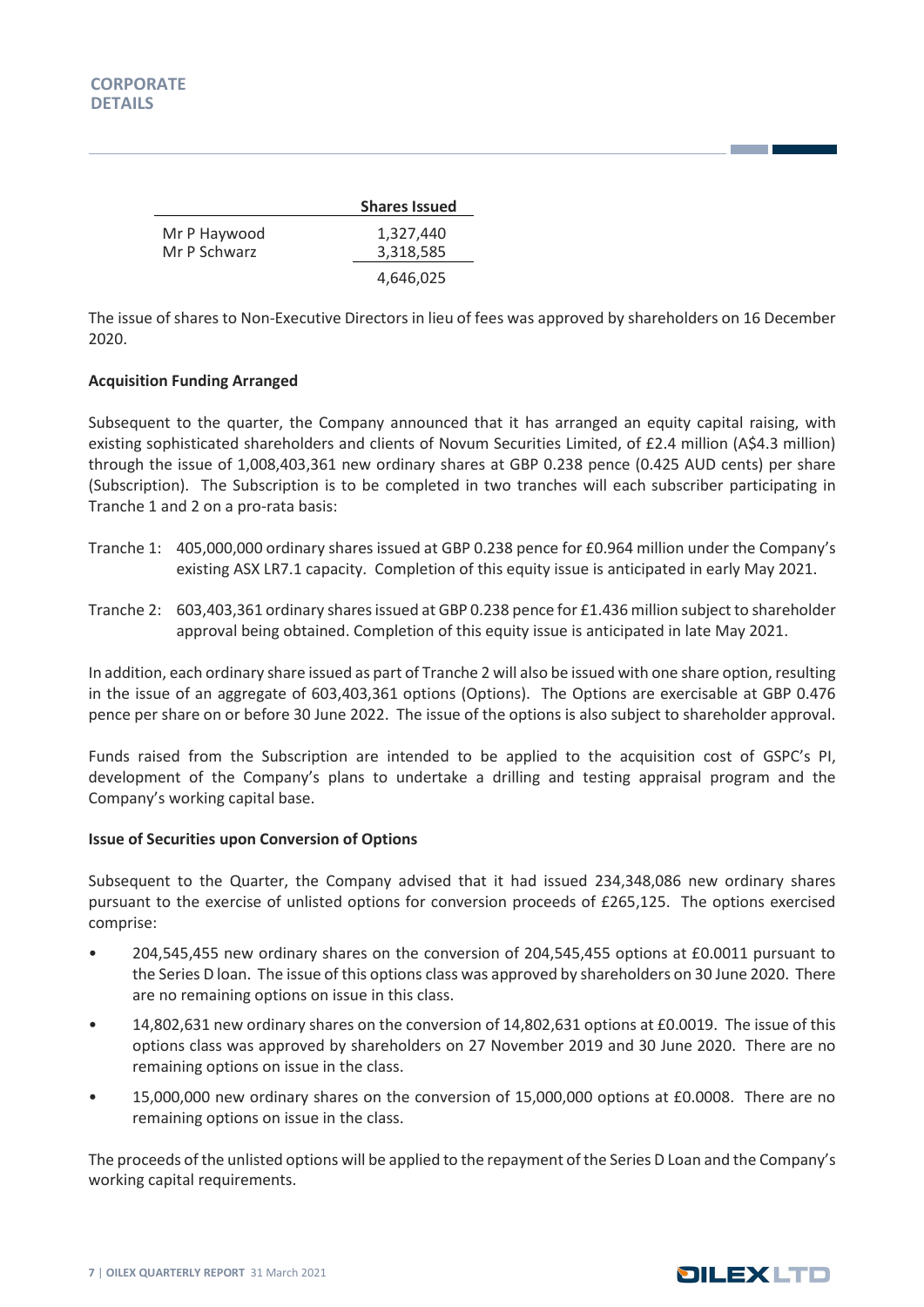## CORPORATE DETAILS

| | Shares Issued |
|---|---|
| Mr P Haywood | 1,327,440 |
| Mr P Schwarz | 3,318,585 |
| | 4,646,025 |

The issue of shares to Non-Executive Directors in lieu of fees was approved by shareholders on 16 December 2020.

**Acquisition Funding Arranged**

Subsequent to the quarter, the Company announced that it has arranged an equity capital raising, with existing sophisticated shareholders and clients of Novum Securities Limited, of £2.4 million (A$4.3 million) through the issue of 1,008,403,361 new ordinary shares at GBP 0.238 pence (0.425 AUD cents) per share (Subscription). The Subscription is to be completed in two tranches will each subscriber participating in Tranche 1 and 2 on a pro-rata basis:

Tranche 1: 405,000,000 ordinary shares issued at GBP 0.238 pence for £0.964 million under the Company's existing ASX LR7.1 capacity. Completion of this equity issue is anticipated in early May 2021.

Tranche 2: 603,403,361 ordinary shares issued at GBP 0.238 pence for £1.436 million subject to shareholder approval being obtained. Completion of this equity issue is anticipated in late May 2021.

In addition, each ordinary share issued as part of Tranche 2 will also be issued with one share option, resulting in the issue of an aggregate of 603,403,361 options (Options). The Options are exercisable at GBP 0.476 pence per share on or before 30 June 2022. The issue of the options is also subject to shareholder approval.

Funds raised from the Subscription are intended to be applied to the acquisition cost of GSPC's PI, development of the Company's plans to undertake a drilling and testing appraisal program and the Company's working capital base.

**Issue of Securities upon Conversion of Options**

Subsequent to the Quarter, the Company advised that it had issued 234,348,086 new ordinary shares pursuant to the exercise of unlisted options for conversion proceeds of £265,125. The options exercised comprise:

- 204,545,455 new ordinary shares on the conversion of 204,545,455 options at £0.0011 pursuant to the Series D loan. The issue of this options class was approved by shareholders on 30 June 2020. There are no remaining options on issue in this class.
- 14,802,631 new ordinary shares on the conversion of 14,802,631 options at £0.0019. The issue of this options class was approved by shareholders on 27 November 2019 and 30 June 2020. There are no remaining options on issue in the class.
- 15,000,000 new ordinary shares on the conversion of 15,000,000 options at £0.0008. There are no remaining options on issue in the class.

The proceeds of the unlisted options will be applied to the repayment of the Series D Loan and the Company's working capital requirements.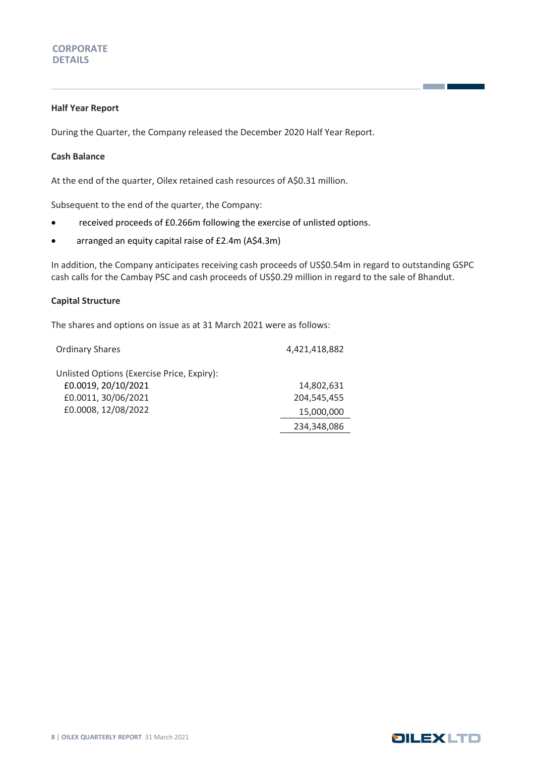# CORPORATE DETAILS

### Half Year Report

During the Quarter, the Company released the December 2020 Half Year Report.

### Cash Balance

At the end of the quarter, Oilex retained cash resources of A$0.31 million.

Subsequent to the end of the quarter, the Company:

- received proceeds of £0.266m following the exercise of unlisted options.
- arranged an equity capital raise of £2.4m (A$4.3m)

In addition, the Company anticipates receiving cash proceeds of US$0.54m in regard to outstanding GSPC cash calls for the Cambay PSC and cash proceeds of US$0.29 million in regard to the sale of Bhandut.

### Capital Structure

The shares and options on issue as at 31 March 2021 were as follows:

| | |
|---|---|
| Ordinary Shares | 4,421,418,882 |
| Unlisted Options (Exercise Price, Expiry): | |
| £0.0019, 20/10/2021 | 14,802,631 |
| £0.0011, 30/06/2021 | 204,545,455 |
| £0.0008, 12/08/2022 | 15,000,000 |
| | 234,348,086 |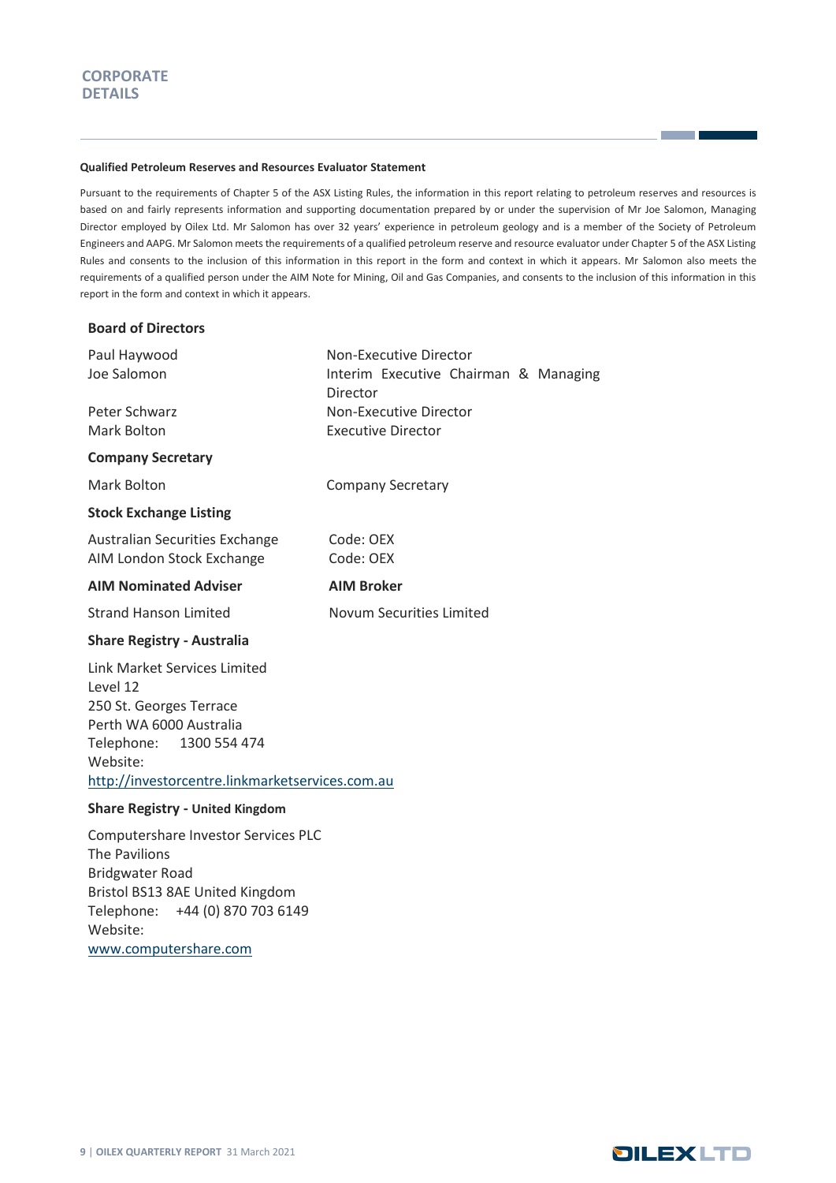# CORPORATE DETAILS

**Qualified Petroleum Reserves and Resources Evaluator Statement**

Pursuant to the requirements of Chapter 5 of the ASX Listing Rules, the information in this report relating to petroleum reserves and resources is based on and fairly represents information and supporting documentation prepared by or under the supervision of Mr Joe Salomon, Managing Director employed by Oilex Ltd. Mr Salomon has over 32 years' experience in petroleum geology and is a member of the Society of Petroleum Engineers and AAPG. Mr Salomon meets the requirements of a qualified petroleum reserve and resource evaluator under Chapter 5 of the ASX Listing Rules and consents to the inclusion of this information in this report in the form and context in which it appears. Mr Salomon also meets the requirements of a qualified person under the AIM Note for Mining, Oil and Gas Companies, and consents to the inclusion of this information in this report in the form and context in which it appears.

## Board of Directors

| | |
|---|---|
| Paul Haywood | Non-Executive Director |
| Joe Salomon | Interim Executive Chairman & Managing Director |
| Peter Schwarz | Non-Executive Director |
| Mark Bolton | Executive Director |

## Company Secretary

| | |
|---|---|
| Mark Bolton | Company Secretary |

## Stock Exchange Listing

| | |
|---|---|
| Australian Securities Exchange | Code: OEX |
| AIM London Stock Exchange | Code: OEX |

| **AIM Nominated Adviser** | **AIM Broker** |
|---|---|
| Strand Hanson Limited | Novum Securities Limited |

## Share Registry - Australia

Link Market Services Limited
Level 12
250 St. Georges Terrace
Perth WA 6000 Australia
Telephone: 1300 554 474
Website:
http://investorcentre.linkmarketservices.com.au

## Share Registry - United Kingdom

Computershare Investor Services PLC
The Pavilions
Bridgwater Road
Bristol BS13 8AE United Kingdom
Telephone: +44 (0) 870 703 6149
Website:
www.computershare.com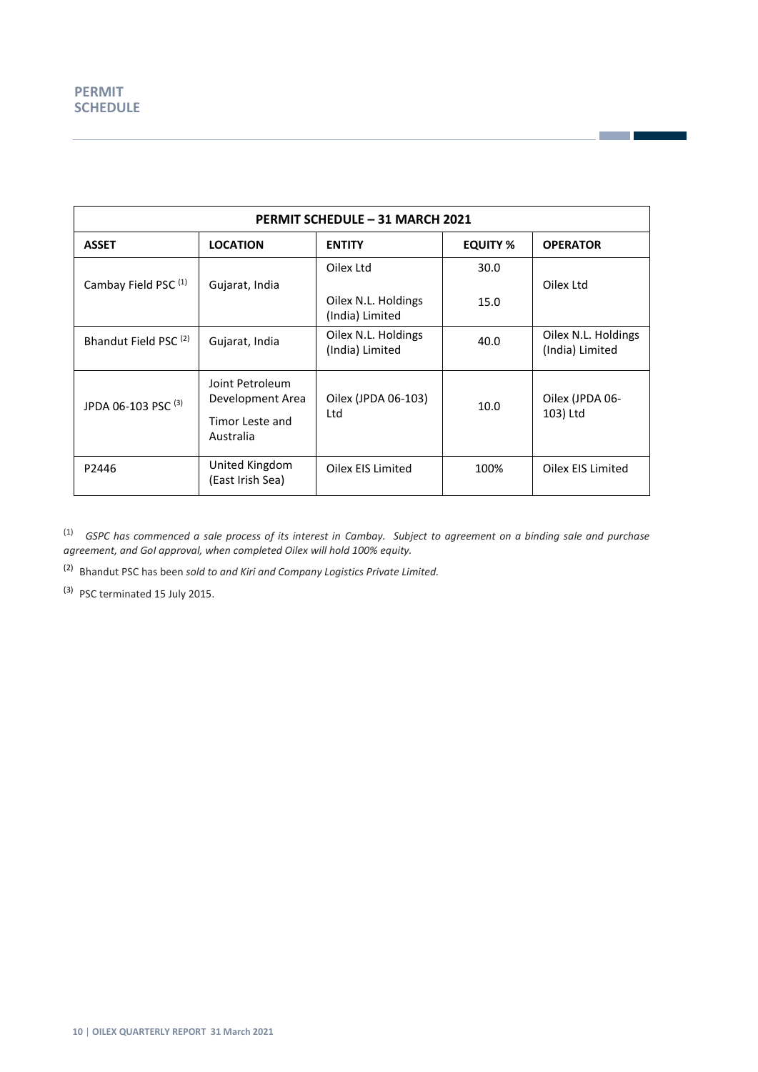# PERMIT SCHEDULE

| PERMIT SCHEDULE – 31 MARCH 2021 | | | | |
|---|---|---|---|---|
| **ASSET** | **LOCATION** | **ENTITY** | **EQUITY %** | **OPERATOR** |
| Cambay Field PSC [1] | Gujarat, India | Oilex Ltd | 30.0 | Oilex Ltd |
| | | Oilex N.L. Holdings (India) Limited | 15.0 | |
| Bhandut Field PSC [2] | Gujarat, India | Oilex N.L. Holdings (India) Limited | 40.0 | Oilex N.L. Holdings (India) Limited |
| JPDA 06-103 PSC [3] | Joint Petroleum Development Area Timor Leste and Australia | Oilex (JPDA 06-103) Ltd | 10.0 | Oilex (JPDA 06-103) Ltd |
| P2446 | United Kingdom (East Irish Sea) | Oilex EIS Limited | 100% | Oilex EIS Limited |

[1] *GSPC has commenced a sale process of its interest in Cambay. Subject to agreement on a binding sale and purchase agreement, and GoI approval, when completed Oilex will hold 100% equity.*

[2] Bhandut PSC has been *sold to and Kiri and Company Logistics Private Limited.*

[3] PSC terminated 15 July 2015.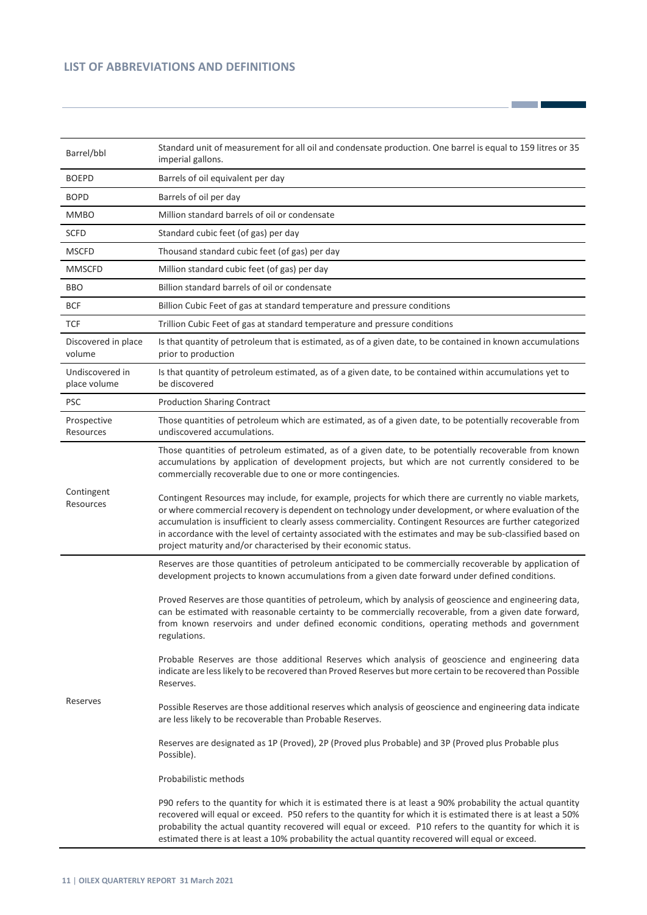## LIST OF ABBREVIATIONS AND DEFINITIONS

| Term | Definition |
| --- | --- |
| Barrel/bbl | Standard unit of measurement for all oil and condensate production. One barrel is equal to 159 litres or 35 imperial gallons. |
| BOEPD | Barrels of oil equivalent per day |
| BOPD | Barrels of oil per day |
| MMBO | Million standard barrels of oil or condensate |
| SCFD | Standard cubic feet (of gas) per day |
| MSCFD | Thousand standard cubic feet (of gas) per day |
| MMSCFD | Million standard cubic feet (of gas) per day |
| BBO | Billion standard barrels of oil or condensate |
| BCF | Billion Cubic Feet of gas at standard temperature and pressure conditions |
| TCF | Trillion Cubic Feet of gas at standard temperature and pressure conditions |
| Discovered in place volume | Is that quantity of petroleum that is estimated, as of a given date, to be contained in known accumulations prior to production |
| Undiscovered in place volume | Is that quantity of petroleum estimated, as of a given date, to be contained within accumulations yet to be discovered |
| PSC | Production Sharing Contract |
| Prospective Resources | Those quantities of petroleum which are estimated, as of a given date, to be potentially recoverable from undiscovered accumulations. |
| Contingent Resources | Those quantities of petroleum estimated, as of a given date, to be potentially recoverable from known accumulations by application of development projects, but which are not currently considered to be commercially recoverable due to one or more contingencies.<br><br>Contingent Resources may include, for example, projects for which there are currently no viable markets, or where commercial recovery is dependent on technology under development, or where evaluation of the accumulation is insufficient to clearly assess commerciality. Contingent Resources are further categorized in accordance with the level of certainty associated with the estimates and may be sub-classified based on project maturity and/or characterised by their economic status. |
| Reserves | Reserves are those quantities of petroleum anticipated to be commercially recoverable by application of development projects to known accumulations from a given date forward under defined conditions.<br><br>Proved Reserves are those quantities of petroleum, which by analysis of geoscience and engineering data, can be estimated with reasonable certainty to be commercially recoverable, from a given date forward, from known reservoirs and under defined economic conditions, operating methods and government regulations.<br><br>Probable Reserves are those additional Reserves which analysis of geoscience and engineering data indicate are less likely to be recovered than Proved Reserves but more certain to be recovered than Possible Reserves.<br><br>Possible Reserves are those additional reserves which analysis of geoscience and engineering data indicate are less likely to be recoverable than Probable Reserves.<br><br>Reserves are designated as 1P (Proved), 2P (Proved plus Probable) and 3P (Proved plus Probable plus Possible).<br><br>Probabilistic methods<br><br>P90 refers to the quantity for which it is estimated there is at least a 90% probability the actual quantity recovered will equal or exceed. P50 refers to the quantity for which it is estimated there is at least a 50% probability the actual quantity recovered will equal or exceed. P10 refers to the quantity for which it is estimated there is at least a 10% probability the actual quantity recovered will equal or exceed. |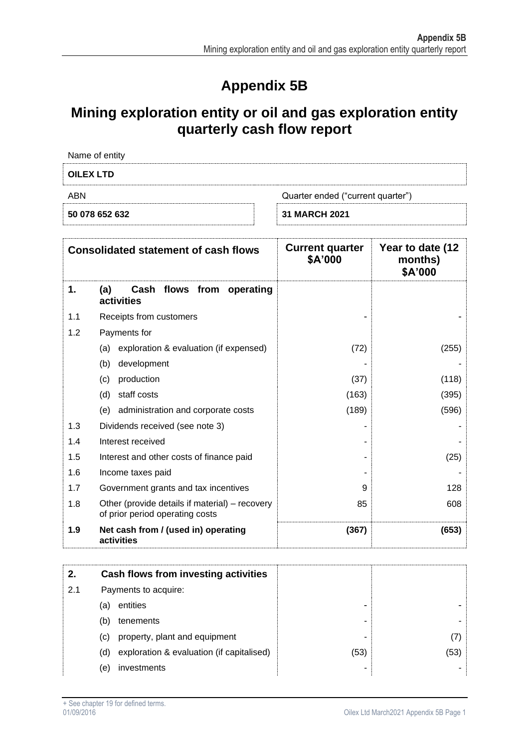# Appendix 5B

# Mining exploration entity or oil and gas exploration entity quarterly cash flow report

Name of entity

**OILEX LTD**

| ABN | Quarter ended ("current quarter") |
|---|---|
| **50 078 652 632** | **31 MARCH 2021** |

| | Consolidated statement of cash flows | Current quarter $A'000 | Year to date (12 months) $A'000 |
|---|---|---|---|
| **1.** | **(a) Cash flows from operating activities** | | |
| 1.1 | Receipts from customers | - | - |
| 1.2 | Payments for | | |
| | (a) exploration & evaluation (if expensed) | (72) | (255) |
| | (b) development | - | - |
| | (c) production | (37) | (118) |
| | (d) staff costs | (163) | (395) |
| | (e) administration and corporate costs | (189) | (596) |
| 1.3 | Dividends received (see note 3) | - | - |
| 1.4 | Interest received | - | - |
| 1.5 | Interest and other costs of finance paid | - | (25) |
| 1.6 | Income taxes paid | - | - |
| 1.7 | Government grants and tax incentives | 9 | 128 |
| 1.8 | Other (provide details if material) – recovery of prior period operating costs | 85 | 608 |
| **1.9** | **Net cash from / (used in) operating activities** | **(367)** | **(653)** |

| | | | |
|---|---|---|---|
| **2.** | **Cash flows from investing activities** | | |
| 2.1 | Payments to acquire: | | |
| | (a) entities | - | - |
| | (b) tenements | - | - |
| | (c) property, plant and equipment | - | (7) |
| | (d) exploration & evaluation (if capitalised) | (53) | (53) |
| | (e) investments | - | - |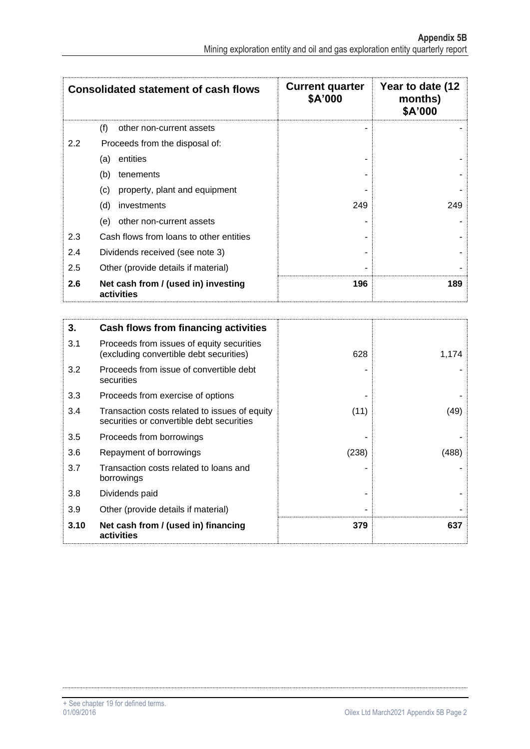| Consolidated statement of cash flows | | Current quarter $A'000 | Year to date (12 months) $A'000 |
|---|---|---|---|
| | (f) other non-current assets | - | - |
| 2.2 | Proceeds from the disposal of: | | |
| | (a) entities | - | - |
| | (b) tenements | - | - |
| | (c) property, plant and equipment | - | - |
| | (d) investments | 249 | 249 |
| | (e) other non-current assets | - | - |
| 2.3 | Cash flows from loans to other entities | - | - |
| 2.4 | Dividends received (see note 3) | - | - |
| 2.5 | Other (provide details if material) | - | - |
| **2.6** | **Net cash from / (used in) investing activities** | **196** | **189** |

| | | | |
|---|---|---|---|
| **3.** | **Cash flows from financing activities** | | |
| 3.1 | Proceeds from issues of equity securities (excluding convertible debt securities) | 628 | 1,174 |
| 3.2 | Proceeds from issue of convertible debt securities | - | - |
| 3.3 | Proceeds from exercise of options | - | - |
| 3.4 | Transaction costs related to issues of equity securities or convertible debt securities | (11) | (49) |
| 3.5 | Proceeds from borrowings | - | - |
| 3.6 | Repayment of borrowings | (238) | (488) |
| 3.7 | Transaction costs related to loans and borrowings | - | - |
| 3.8 | Dividends paid | - | - |
| 3.9 | Other (provide details if material) | - | - |
| **3.10** | **Net cash from / (used in) financing activities** | **379** | **637** |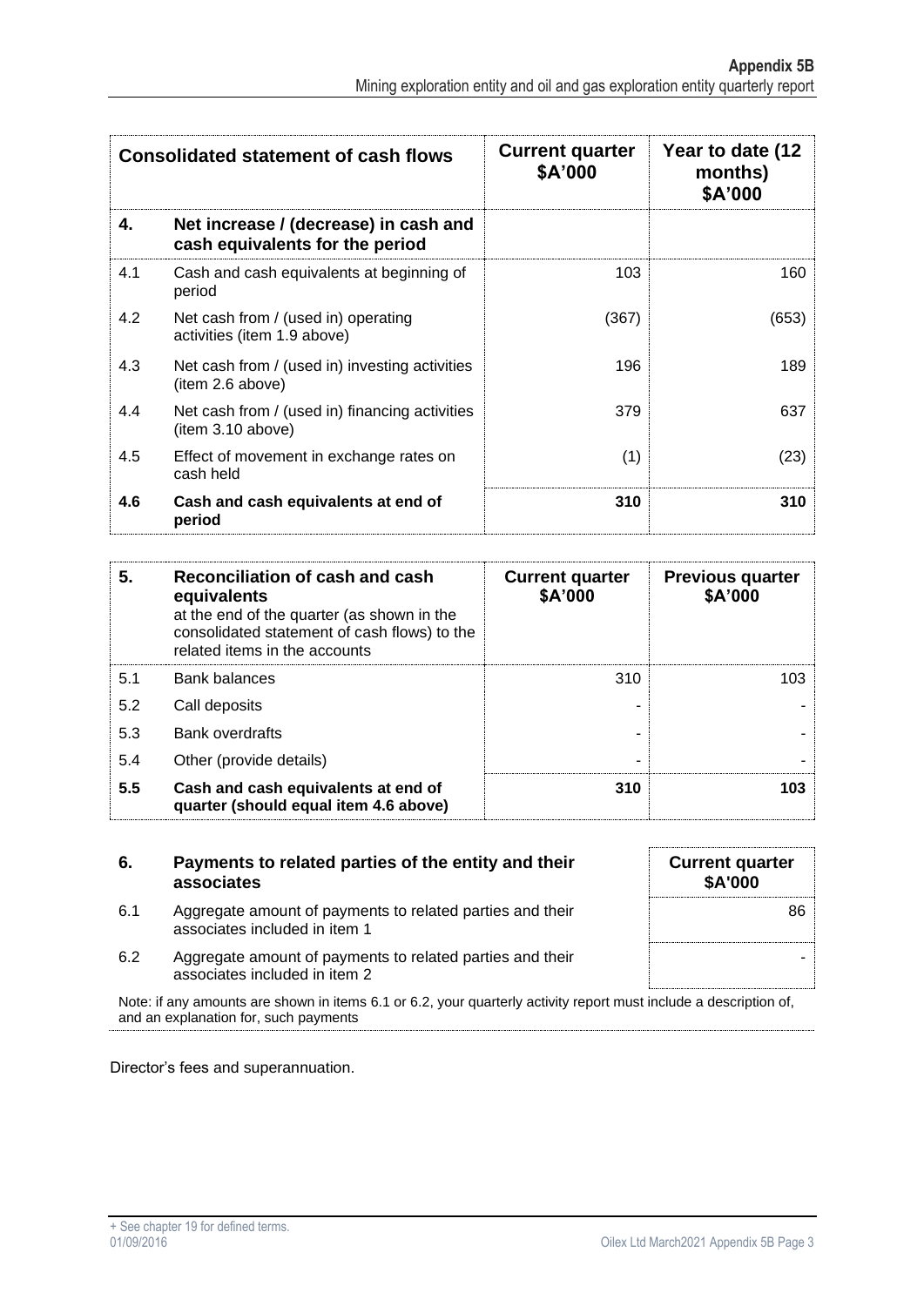| Consolidated statement of cash flows | | Current quarter $A'000 | Year to date (12 months) $A'000 |
|---|---|---|---|
| **4.** | **Net increase / (decrease) in cash and cash equivalents for the period** | | |
| 4.1 | Cash and cash equivalents at beginning of period | 103 | 160 |
| 4.2 | Net cash from / (used in) operating activities (item 1.9 above) | (367) | (653) |
| 4.3 | Net cash from / (used in) investing activities (item 2.6 above) | 196 | 189 |
| 4.4 | Net cash from / (used in) financing activities (item 3.10 above) | 379 | 637 |
| 4.5 | Effect of movement in exchange rates on cash held | (1) | (23) |
| **4.6** | **Cash and cash equivalents at end of period** | **310** | **310** |

| **5.** | **Reconciliation of cash and cash equivalents** at the end of the quarter (as shown in the consolidated statement of cash flows) to the related items in the accounts | **Current quarter $A'000** | **Previous quarter $A'000** |
|---|---|---|---|
| 5.1 | Bank balances | 310 | 103 |
| 5.2 | Call deposits | - | - |
| 5.3 | Bank overdrafts | - | - |
| 5.4 | Other (provide details) | - | - |
| **5.5** | **Cash and cash equivalents at end of quarter (should equal item 4.6 above)** | **310** | **103** |

| **6.** | **Payments to related parties of the entity and their associates** | **Current quarter $A'000** |
|---|---|---|
| 6.1 | Aggregate amount of payments to related parties and their associates included in item 1 | 86 |
| 6.2 | Aggregate amount of payments to related parties and their associates included in item 2 | - |

Note: if any amounts are shown in items 6.1 or 6.2, your quarterly activity report must include a description of, and an explanation for, such payments

Director's fees and superannuation.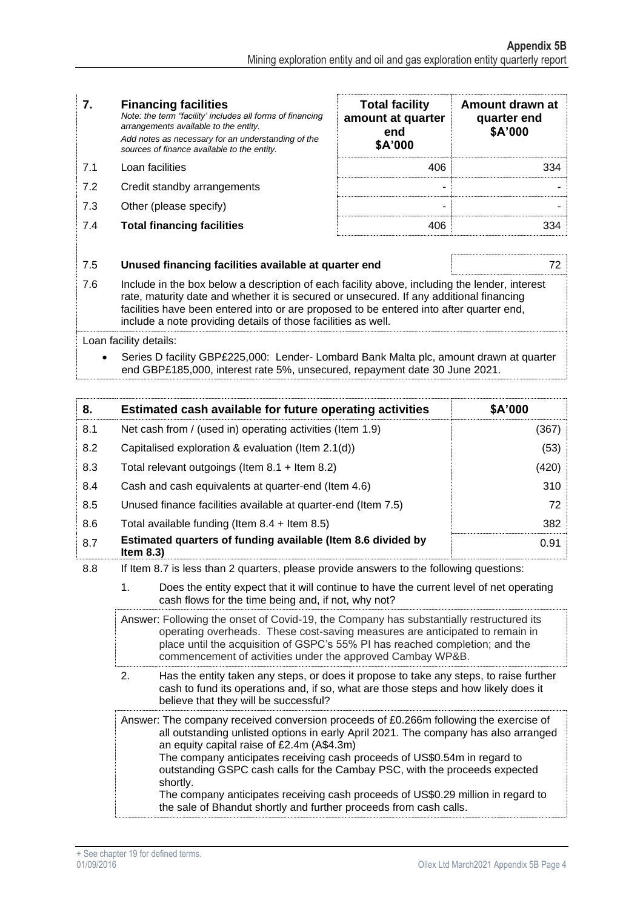| 7. | **Financing facilities**<br>*Note: the term "facility' includes all forms of financing arrangements available to the entity.*<br>*Add notes as necessary for an understanding of the sources of finance available to the entity.* | **Total facility amount at quarter end**<br>**$A'000** | **Amount drawn at quarter end**<br>**$A'000** |
|---|---|---|---|
| 7.1 | Loan facilities | 406 | 334 |
| 7.2 | Credit standby arrangements | - | - |
| 7.3 | Other (please specify) | - | - |
| 7.4 | **Total financing facilities** | 406 | 334 |

| | | |
|---|---|---|
| 7.5 | **Unused financing facilities available at quarter end** | 72 |

7.6 Include in the box below a description of each facility above, including the lender, interest rate, maturity date and whether it is secured or unsecured. If any additional financing facilities have been entered into or are proposed to be entered into after quarter end, include a note providing details of those facilities as well.

Loan facility details:

- Series D facility GBP£225,000: Lender- Lombard Bank Malta plc, amount drawn at quarter end GBP£185,000, interest rate 5%, unsecured, repayment date 30 June 2021.

| 8. | **Estimated cash available for future operating activities** | **$A'000** |
|---|---|---|
| 8.1 | Net cash from / (used in) operating activities (Item 1.9) | (367) |
| 8.2 | Capitalised exploration & evaluation (Item 2.1(d)) | (53) |
| 8.3 | Total relevant outgoings (Item 8.1 + Item 8.2) | (420) |
| 8.4 | Cash and cash equivalents at quarter-end (Item 4.6) | 310 |
| 8.5 | Unused finance facilities available at quarter-end (Item 7.5) | 72 |
| 8.6 | Total available funding (Item 8.4 + Item 8.5) | 382 |
| 8.7 | **Estimated quarters of funding available (Item 8.6 divided by Item 8.3)** | 0.91 |

8.8 If Item 8.7 is less than 2 quarters, please provide answers to the following questions:

1. Does the entity expect that it will continue to have the current level of net operating cash flows for the time being and, if not, why not?

Answer: Following the onset of Covid-19, the Company has substantially restructured its operating overheads. These cost-saving measures are anticipated to remain in place until the acquisition of GSPC's 55% PI has reached completion; and the commencement of activities under the approved Cambay WP&B.

2. Has the entity taken any steps, or does it propose to take any steps, to raise further cash to fund its operations and, if so, what are those steps and how likely does it believe that they will be successful?

Answer: The company received conversion proceeds of £0.266m following the exercise of all outstanding unlisted options in early April 2021. The company has also arranged an equity capital raise of £2.4m (A$4.3m)
The company anticipates receiving cash proceeds of US$0.54m in regard to outstanding GSPC cash calls for the Cambay PSC, with the proceeds expected shortly.
The company anticipates receiving cash proceeds of US$0.29 million in regard to the sale of Bhandut shortly and further proceeds from cash calls.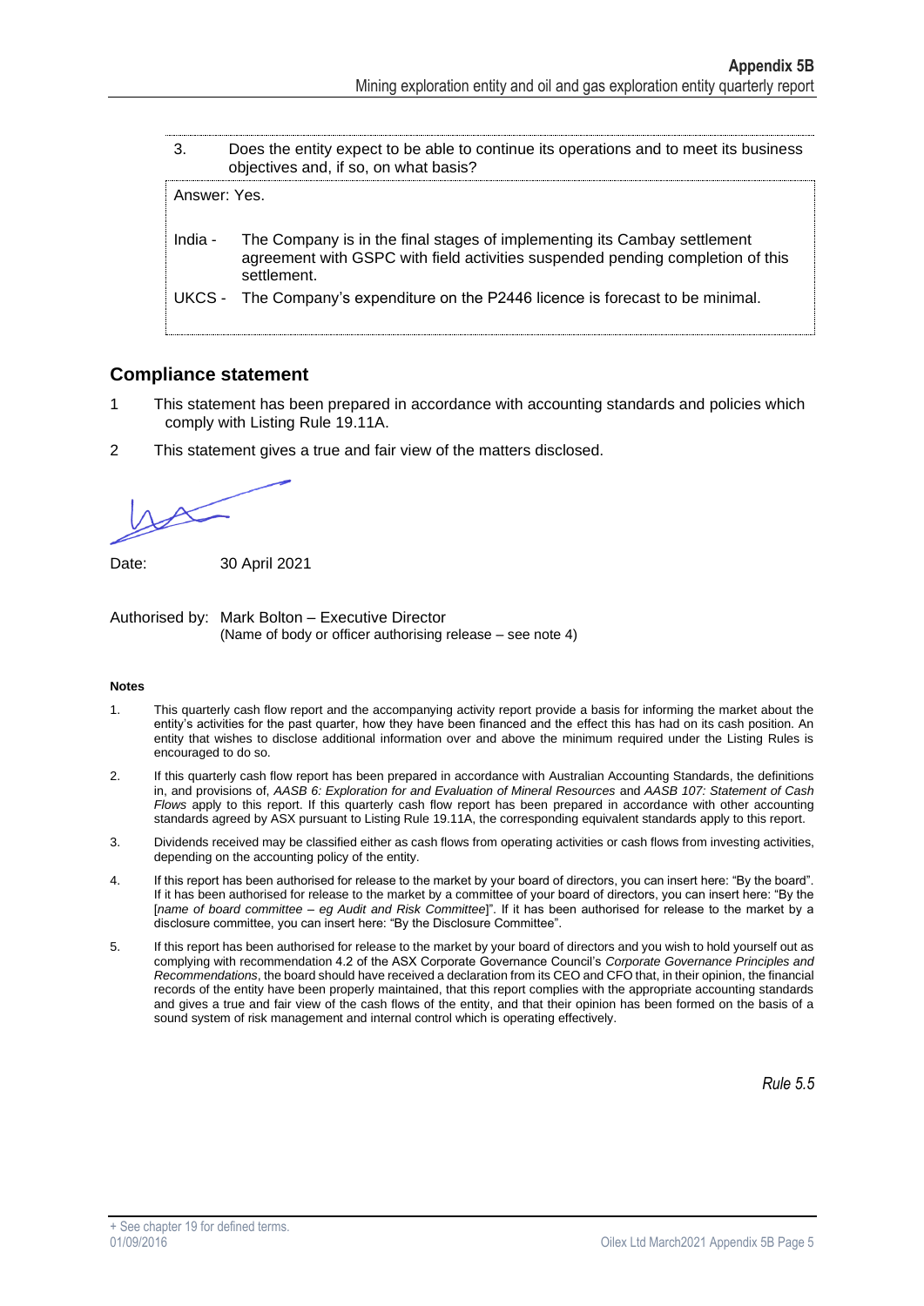3. Does the entity expect to be able to continue its operations and to meet its business objectives and, if so, on what basis?

Answer: Yes.

India - The Company is in the final stages of implementing its Cambay settlement agreement with GSPC with field activities suspended pending completion of this settlement.

UKCS - The Company's expenditure on the P2446 licence is forecast to be minimal.

## Compliance statement

1. This statement has been prepared in accordance with accounting standards and policies which comply with Listing Rule 19.11A.
2. This statement gives a true and fair view of the matters disclosed.

Date: 30 April 2021

Authorised by: Mark Bolton – Executive Director
(Name of body or officer authorising release – see note 4)

#### Notes

1. This quarterly cash flow report and the accompanying activity report provide a basis for informing the market about the entity's activities for the past quarter, how they have been financed and the effect this has had on its cash position. An entity that wishes to disclose additional information over and above the minimum required under the Listing Rules is encouraged to do so.
2. If this quarterly cash flow report has been prepared in accordance with Australian Accounting Standards, the definitions in, and provisions of, *AASB 6: Exploration for and Evaluation of Mineral Resources* and *AASB 107: Statement of Cash Flows* apply to this report. If this quarterly cash flow report has been prepared in accordance with other accounting standards agreed by ASX pursuant to Listing Rule 19.11A, the corresponding equivalent standards apply to this report.
3. Dividends received may be classified either as cash flows from operating activities or cash flows from investing activities, depending on the accounting policy of the entity.
4. If this report has been authorised for release to the market by your board of directors, you can insert here: "By the board". If it has been authorised for release to the market by a committee of your board of directors, you can insert here: "By the [*name of board committee – eg Audit and Risk Committee*]". If it has been authorised for release to the market by a disclosure committee, you can insert here: "By the Disclosure Committee".
5. If this report has been authorised for release to the market by your board of directors and you wish to hold yourself out as complying with recommendation 4.2 of the ASX Corporate Governance Council's *Corporate Governance Principles and Recommendations*, the board should have received a declaration from its CEO and CFO that, in their opinion, the financial records of the entity have been properly maintained, that this report complies with the appropriate accounting standards and gives a true and fair view of the cash flows of the entity, and that their opinion has been formed on the basis of a sound system of risk management and internal control which is operating effectively.

*Rule 5.5*